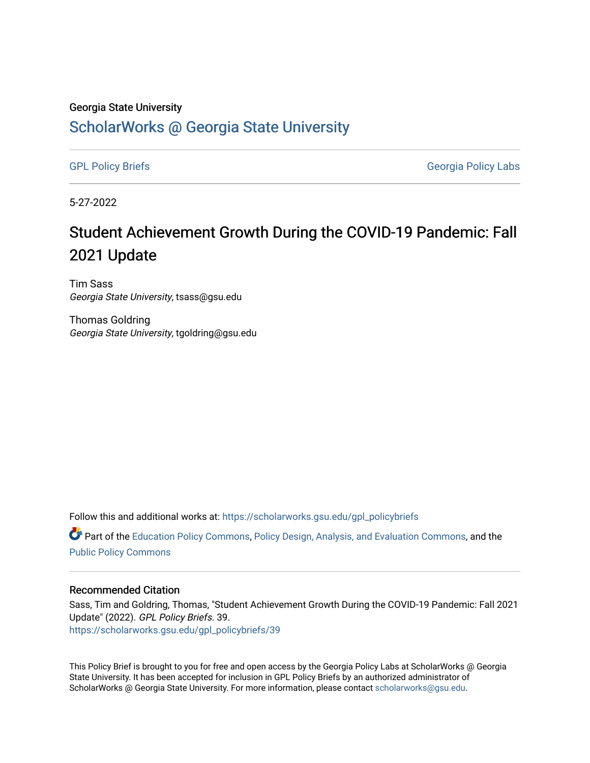Georgia State University

# ScholarWorks @ Georgia State University

GPL Policy Briefs

Georgia Policy Labs

5-27-2022

## Student Achievement Growth During the COVID-19 Pandemic: Fall 2021 Update

Tim Sass
*Georgia State University*, tsass@gsu.edu

Thomas Goldring
*Georgia State University*, tgoldring@gsu.edu

Follow this and additional works at: https://scholarworks.gsu.edu/gpl_policybriefs

Part of the Education Policy Commons, Policy Design, Analysis, and Evaluation Commons, and the Public Policy Commons

### Recommended Citation

Sass, Tim and Goldring, Thomas, "Student Achievement Growth During the COVID-19 Pandemic: Fall 2021 Update" (2022). *GPL Policy Briefs*. 39.
https://scholarworks.gsu.edu/gpl_policybriefs/39

This Policy Brief is brought to you for free and open access by the Georgia Policy Labs at ScholarWorks @ Georgia State University. It has been accepted for inclusion in GPL Policy Briefs by an authorized administrator of ScholarWorks @ Georgia State University. For more information, please contact scholarworks@gsu.edu.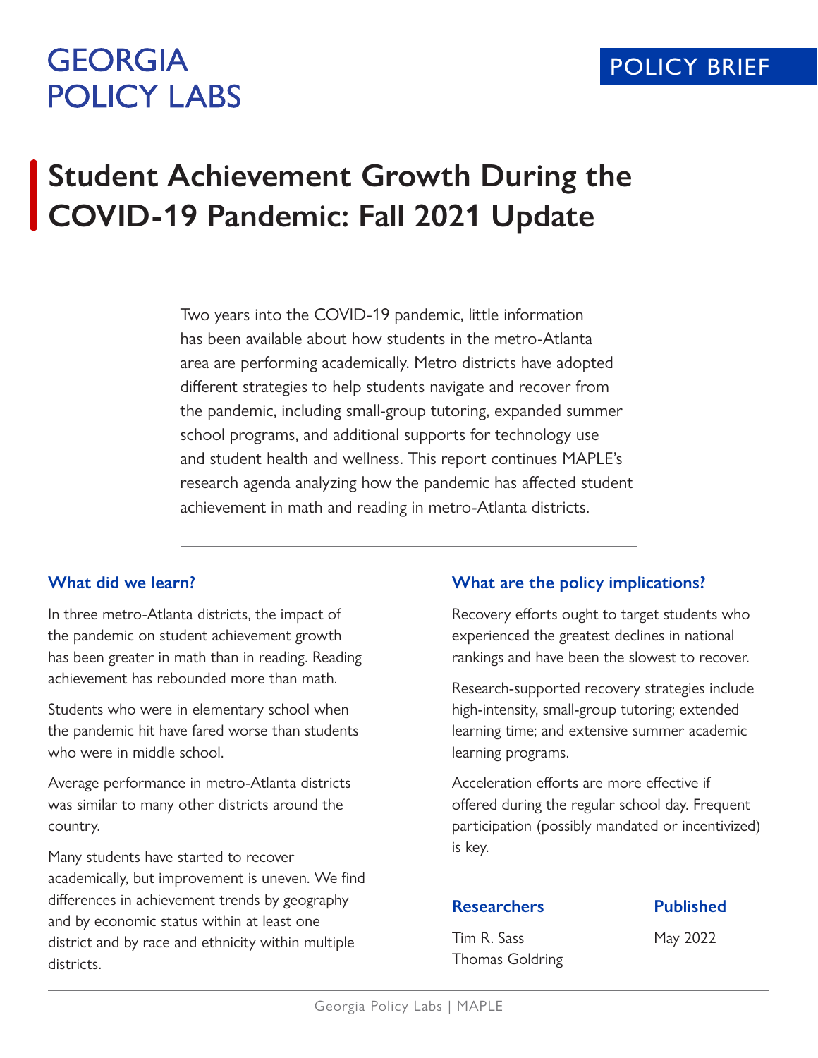GEORGIA POLICY LABS

POLICY BRIEF

# Student Achievement Growth During the COVID-19 Pandemic: Fall 2021 Update

Two years into the COVID-19 pandemic, little information has been available about how students in the metro-Atlanta area are performing academically. Metro districts have adopted different strategies to help students navigate and recover from the pandemic, including small-group tutoring, expanded summer school programs, and additional supports for technology use and student health and wellness. This report continues MAPLE's research agenda analyzing how the pandemic has affected student achievement in math and reading in metro-Atlanta districts.

## What did we learn?

In three metro-Atlanta districts, the impact of the pandemic on student achievement growth has been greater in math than in reading. Reading achievement has rebounded more than math.

Students who were in elementary school when the pandemic hit have fared worse than students who were in middle school.

Average performance in metro-Atlanta districts was similar to many other districts around the country.

Many students have started to recover academically, but improvement is uneven. We find differences in achievement trends by geography and by economic status within at least one district and by race and ethnicity within multiple districts.

## What are the policy implications?

Recovery efforts ought to target students who experienced the greatest declines in national rankings and have been the slowest to recover.

Research-supported recovery strategies include high-intensity, small-group tutoring; extended learning time; and extensive summer academic learning programs.

Acceleration efforts are more effective if offered during the regular school day. Frequent participation (possibly mandated or incentivized) is key.

### Researchers

Tim R. Sass
Thomas Goldring

### Published

May 2022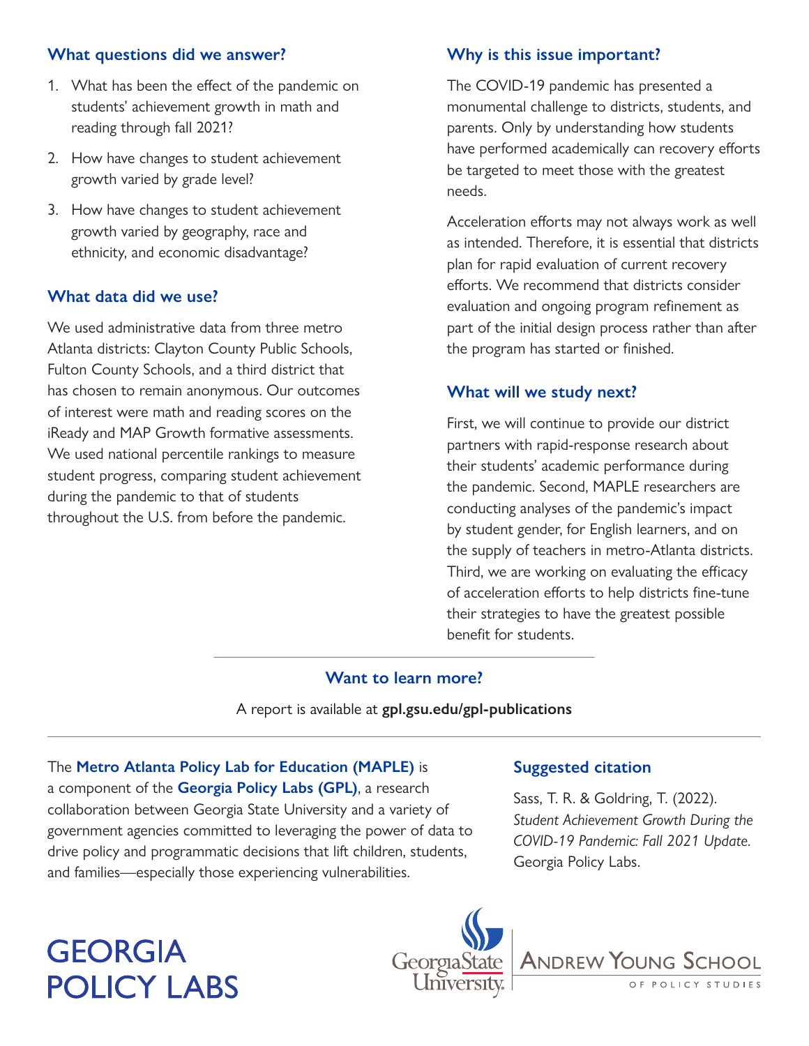## What questions did we answer?

1. What has been the effect of the pandemic on students' achievement growth in math and reading through fall 2021?
2. How have changes to student achievement growth varied by grade level?
3. How have changes to student achievement growth varied by geography, race and ethnicity, and economic disadvantage?

## What data did we use?

We used administrative data from three metro Atlanta districts: Clayton County Public Schools, Fulton County Schools, and a third district that has chosen to remain anonymous. Our outcomes of interest were math and reading scores on the iReady and MAP Growth formative assessments. We used national percentile rankings to measure student progress, comparing student achievement during the pandemic to that of students throughout the U.S. from before the pandemic.

## Why is this issue important?

The COVID-19 pandemic has presented a monumental challenge to districts, students, and parents. Only by understanding how students have performed academically can recovery efforts be targeted to meet those with the greatest needs.

Acceleration efforts may not always work as well as intended. Therefore, it is essential that districts plan for rapid evaluation of current recovery efforts. We recommend that districts consider evaluation and ongoing program refinement as part of the initial design process rather than after the program has started or finished.

## What will we study next?

First, we will continue to provide our district partners with rapid-response research about their students' academic performance during the pandemic. Second, MAPLE researchers are conducting analyses of the pandemic's impact by student gender, for English learners, and on the supply of teachers in metro-Atlanta districts. Third, we are working on evaluating the efficacy of acceleration efforts to help districts fine-tune their strategies to have the greatest possible benefit for students.

## Want to learn more?

A report is available at **gpl.gsu.edu/gpl-publications**

The **Metro Atlanta Policy Lab for Education (MAPLE)** is a component of the **Georgia Policy Labs (GPL)**, a research collaboration between Georgia State University and a variety of government agencies committed to leveraging the power of data to drive policy and programmatic decisions that lift children, students, and families—especially those experiencing vulnerabilities.

## Suggested citation

Sass, T. R. & Goldring, T. (2022). *Student Achievement Growth During the COVID-19 Pandemic: Fall 2021 Update.* Georgia Policy Labs.

GEORGIA POLICY LABS

Georgia State University | Andrew Young School of Policy Studies